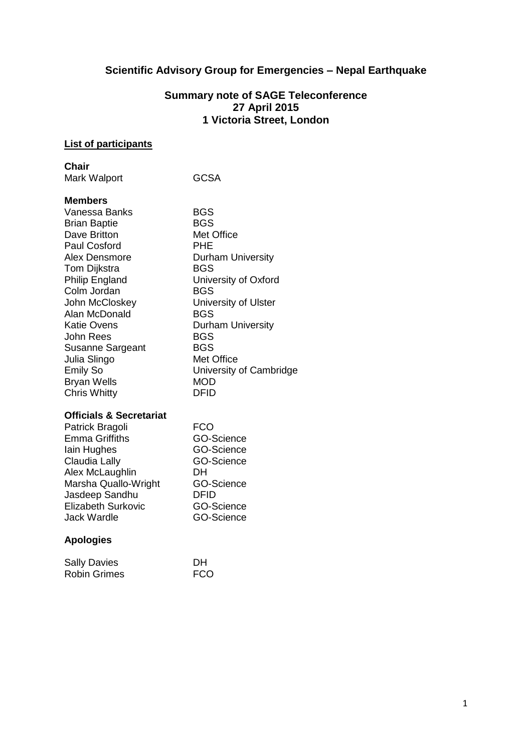# Scientific Advisory Group for Emergencies – Nepal Earthquake

## Summary note of SAGE Teleconference
## 27 April 2015
## 1 Victoria Street, London

**List of participants**

**Chair**

| | |
|---|---|
| Mark Walport | GCSA |

**Members**

| | |
|---|---|
| Vanessa Banks | BGS |
| Brian Baptie | BGS |
| Dave Britton | Met Office |
| Paul Cosford | PHE |
| Alex Densmore | Durham University |
| Tom Dijkstra | BGS |
| Philip England | University of Oxford |
| Colm Jordan | BGS |
| John McCloskey | University of Ulster |
| Alan McDonald | BGS |
| Katie Ovens | Durham University |
| John Rees | BGS |
| Susanne Sargeant | BGS |
| Julia Slingo | Met Office |
| Emily So | University of Cambridge |
| Bryan Wells | MOD |
| Chris Whitty | DFID |

**Officials & Secretariat**

| | |
|---|---|
| Patrick Bragoli | FCO |
| Emma Griffiths | GO-Science |
| Iain Hughes | GO-Science |
| Claudia Lally | GO-Science |
| Alex McLaughlin | DH |
| Marsha Quallo-Wright | GO-Science |
| Jasdeep Sandhu | DFID |
| Elizabeth Surkovic | GO-Science |
| Jack Wardle | GO-Science |

**Apologies**

| | |
|---|---|
| Sally Davies | DH |
| Robin Grimes | FCO |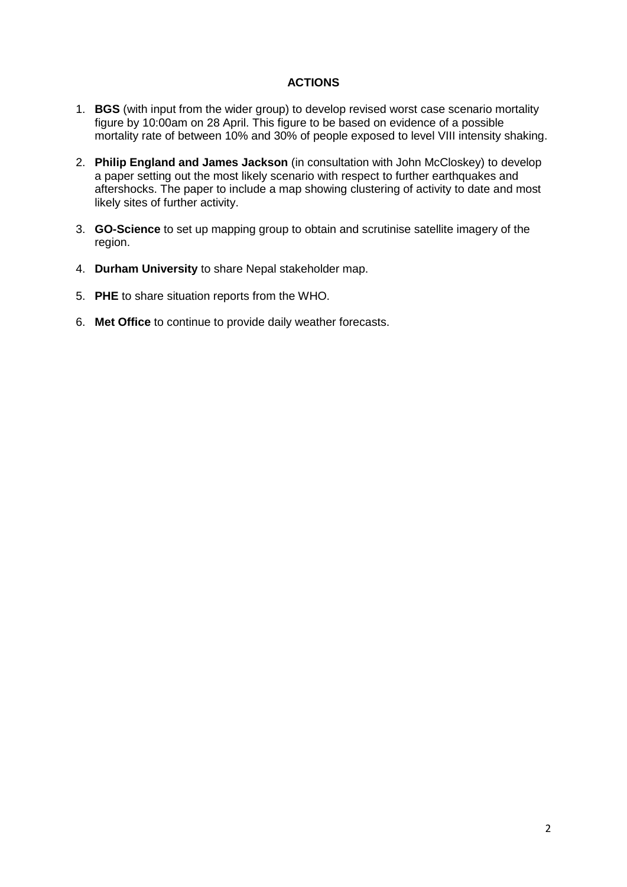## ACTIONS

1. **BGS** (with input from the wider group) to develop revised worst case scenario mortality figure by 10:00am on 28 April. This figure to be based on evidence of a possible mortality rate of between 10% and 30% of people exposed to level VIII intensity shaking.

2. **Philip England and James Jackson** (in consultation with John McCloskey) to develop a paper setting out the most likely scenario with respect to further earthquakes and aftershocks. The paper to include a map showing clustering of activity to date and most likely sites of further activity.

3. **GO-Science** to set up mapping group to obtain and scrutinise satellite imagery of the region.

4. **Durham University** to share Nepal stakeholder map.

5. **PHE** to share situation reports from the WHO.

6. **Met Office** to continue to provide daily weather forecasts.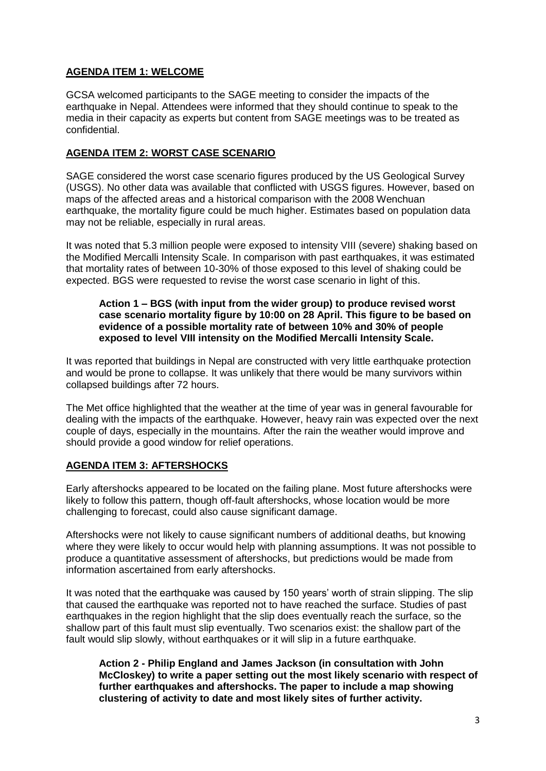## AGENDA ITEM 1: WELCOME

GCSA welcomed participants to the SAGE meeting to consider the impacts of the earthquake in Nepal. Attendees were informed that they should continue to speak to the media in their capacity as experts but content from SAGE meetings was to be treated as confidential.

## AGENDA ITEM 2: WORST CASE SCENARIO

SAGE considered the worst case scenario figures produced by the US Geological Survey (USGS). No other data was available that conflicted with USGS figures. However, based on maps of the affected areas and a historical comparison with the 2008 Wenchuan earthquake, the mortality figure could be much higher. Estimates based on population data may not be reliable, especially in rural areas.

It was noted that 5.3 million people were exposed to intensity VIII (severe) shaking based on the Modified Mercalli Intensity Scale. In comparison with past earthquakes, it was estimated that mortality rates of between 10-30% of those exposed to this level of shaking could be expected. BGS were requested to revise the worst case scenario in light of this.

> **Action 1 – BGS (with input from the wider group) to produce revised worst case scenario mortality figure by 10:00 on 28 April. This figure to be based on evidence of a possible mortality rate of between 10% and 30% of people exposed to level VIII intensity on the Modified Mercalli Intensity Scale.**

It was reported that buildings in Nepal are constructed with very little earthquake protection and would be prone to collapse. It was unlikely that there would be many survivors within collapsed buildings after 72 hours.

The Met office highlighted that the weather at the time of year was in general favourable for dealing with the impacts of the earthquake. However, heavy rain was expected over the next couple of days, especially in the mountains. After the rain the weather would improve and should provide a good window for relief operations.

## AGENDA ITEM 3: AFTERSHOCKS

Early aftershocks appeared to be located on the failing plane. Most future aftershocks were likely to follow this pattern, though off-fault aftershocks, whose location would be more challenging to forecast, could also cause significant damage.

Aftershocks were not likely to cause significant numbers of additional deaths, but knowing where they were likely to occur would help with planning assumptions. It was not possible to produce a quantitative assessment of aftershocks, but predictions would be made from information ascertained from early aftershocks.

It was noted that the earthquake was caused by 150 years' worth of strain slipping. The slip that caused the earthquake was reported not to have reached the surface. Studies of past earthquakes in the region highlight that the slip does eventually reach the surface, so the shallow part of this fault must slip eventually. Two scenarios exist: the shallow part of the fault would slip slowly, without earthquakes or it will slip in a future earthquake.

> **Action 2 - Philip England and James Jackson (in consultation with John McCloskey) to write a paper setting out the most likely scenario with respect of further earthquakes and aftershocks. The paper to include a map showing clustering of activity to date and most likely sites of further activity.**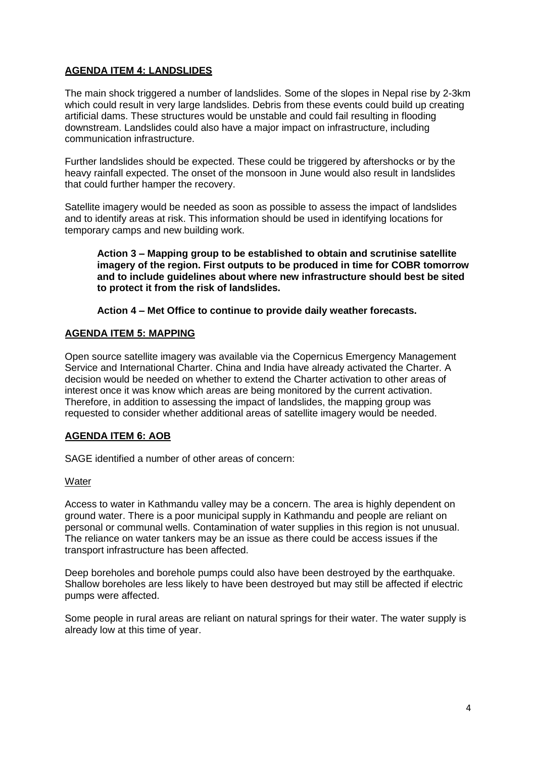## AGENDA ITEM 4: LANDSLIDES

The main shock triggered a number of landslides. Some of the slopes in Nepal rise by 2-3km which could result in very large landslides. Debris from these events could build up creating artificial dams. These structures would be unstable and could fail resulting in flooding downstream. Landslides could also have a major impact on infrastructure, including communication infrastructure.

Further landslides should be expected. These could be triggered by aftershocks or by the heavy rainfall expected. The onset of the monsoon in June would also result in landslides that could further hamper the recovery.

Satellite imagery would be needed as soon as possible to assess the impact of landslides and to identify areas at risk. This information should be used in identifying locations for temporary camps and new building work.

> **Action 3 – Mapping group to be established to obtain and scrutinise satellite imagery of the region. First outputs to be produced in time for COBR tomorrow and to include guidelines about where new infrastructure should best be sited to protect it from the risk of landslides.**
>
> **Action 4 – Met Office to continue to provide daily weather forecasts.**

## AGENDA ITEM 5: MAPPING

Open source satellite imagery was available via the Copernicus Emergency Management Service and International Charter. China and India have already activated the Charter. A decision would be needed on whether to extend the Charter activation to other areas of interest once it was know which areas are being monitored by the current activation. Therefore, in addition to assessing the impact of landslides, the mapping group was requested to consider whether additional areas of satellite imagery would be needed.

## AGENDA ITEM 6: AOB

SAGE identified a number of other areas of concern:

### Water

Access to water in Kathmandu valley may be a concern. The area is highly dependent on ground water. There is a poor municipal supply in Kathmandu and people are reliant on personal or communal wells. Contamination of water supplies in this region is not unusual. The reliance on water tankers may be an issue as there could be access issues if the transport infrastructure has been affected.

Deep boreholes and borehole pumps could also have been destroyed by the earthquake. Shallow boreholes are less likely to have been destroyed but may still be affected if electric pumps were affected.

Some people in rural areas are reliant on natural springs for their water. The water supply is already low at this time of year.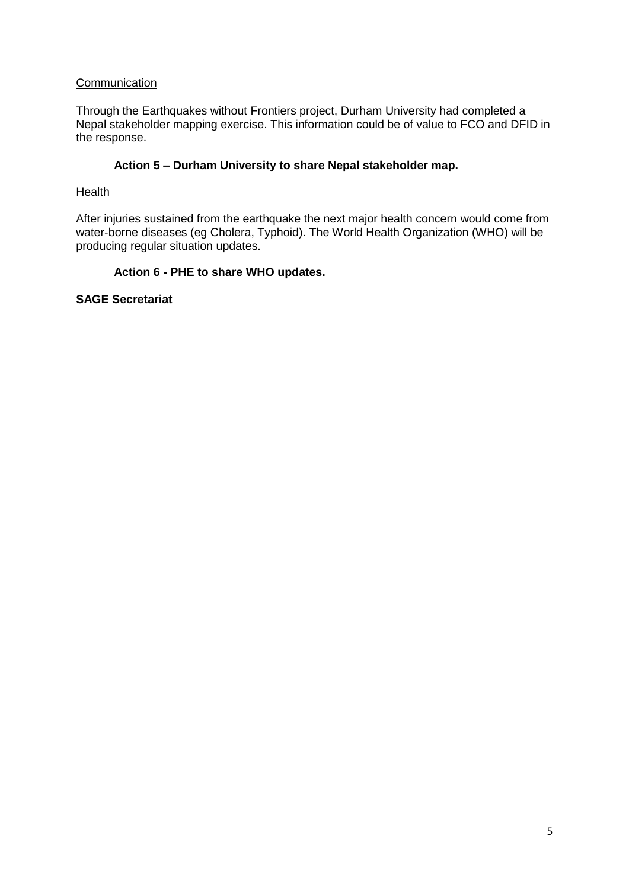<u>Communication</u>

Through the Earthquakes without Frontiers project, Durham University had completed a Nepal stakeholder mapping exercise. This information could be of value to FCO and DFID in the response.

**Action 5 – Durham University to share Nepal stakeholder map.**

<u>Health</u>

After injuries sustained from the earthquake the next major health concern would come from water-borne diseases (eg Cholera, Typhoid). The World Health Organization (WHO) will be producing regular situation updates.

**Action 6 - PHE to share WHO updates.**

**SAGE Secretariat**